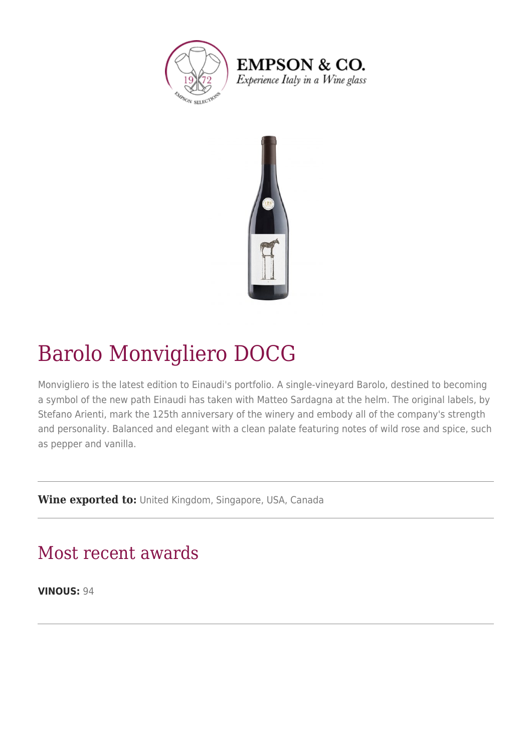**EMPSON & CO.**
*Experience Italy in a Wine glass*

# Barolo Monvigliero DOCG

Monvigliero is the latest edition to Einaudi's portfolio. A single-vineyard Barolo, destined to becoming a symbol of the new path Einaudi has taken with Matteo Sardagna at the helm. The original labels, by Stefano Arienti, mark the 125th anniversary of the winery and embody all of the company's strength and personality. Balanced and elegant with a clean palate featuring notes of wild rose and spice, such as pepper and vanilla.

---

**Wine exported to:** United Kingdom, Singapore, USA, Canada

---

## Most recent awards

**VINOUS:** 94

---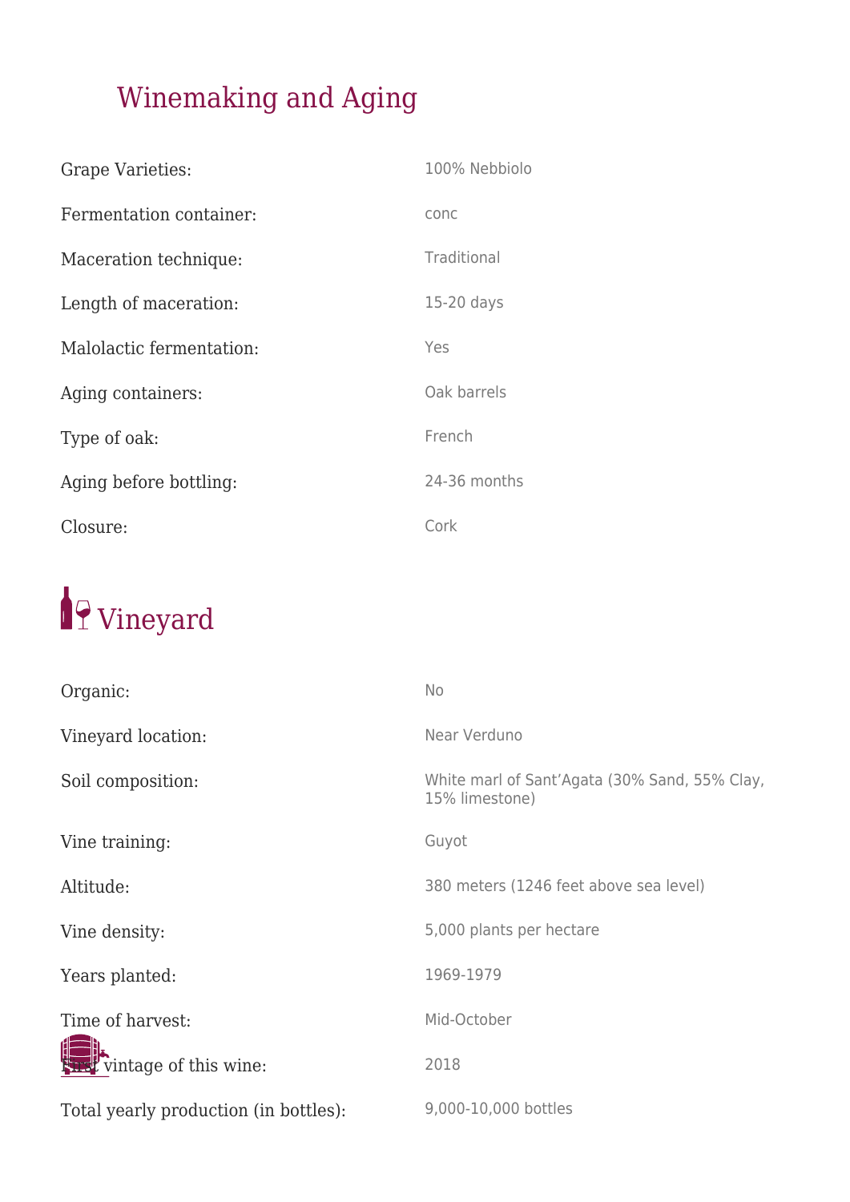## Winemaking and Aging

| | |
|---|---|
| Grape Varieties: | 100% Nebbiolo |
| Fermentation container: | conc |
| Maceration technique: | Traditional |
| Length of maceration: | 15-20 days |
| Malolactic fermentation: | Yes |
| Aging containers: | Oak barrels |
| Type of oak: | French |
| Aging before bottling: | 24-36 months |
| Closure: | Cork |

## Vineyard

| | |
|---|---|
| Organic: | No |
| Vineyard location: | Near Verduno |
| Soil composition: | White marl of Sant'Agata (30% Sand, 55% Clay, 15% limestone) |
| Vine training: | Guyot |
| Altitude: | 380 meters (1246 feet above sea level) |
| Vine density: | 5,000 plants per hectare |
| Years planted: | 1969-1979 |
| Time of harvest: | Mid-October |
| First vintage of this wine: | 2018 |
| Total yearly production (in bottles): | 9,000-10,000 bottles |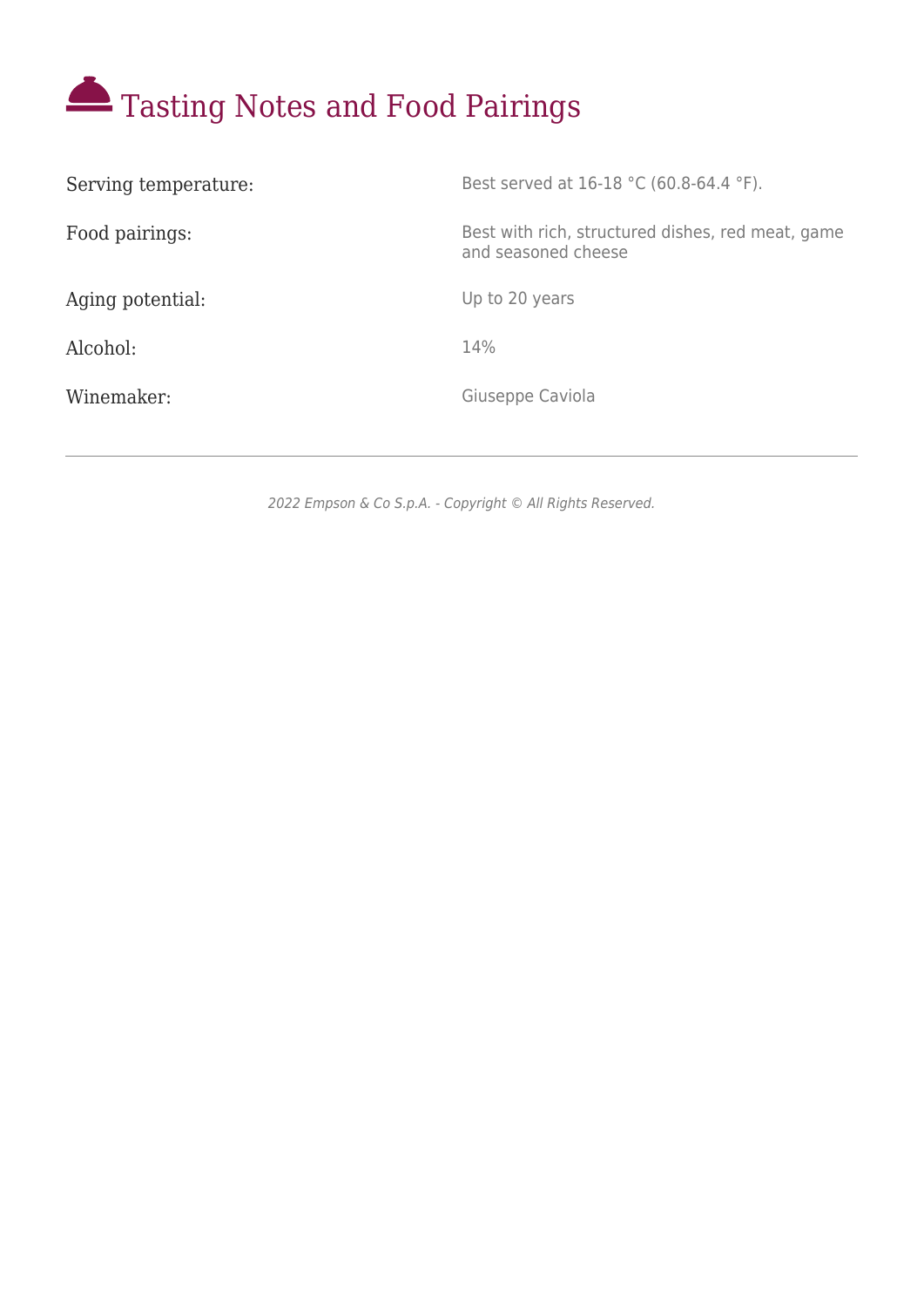## Tasting Notes and Food Pairings

| | |
|---|---|
| Serving temperature: | Best served at 16-18 °C (60.8-64.4 °F). |
| Food pairings: | Best with rich, structured dishes, red meat, game and seasoned cheese |
| Aging potential: | Up to 20 years |
| Alcohol: | 14% |
| Winemaker: | Giuseppe Caviola |

---

*2022 Empson & Co S.p.A. - Copyright © All Rights Reserved.*